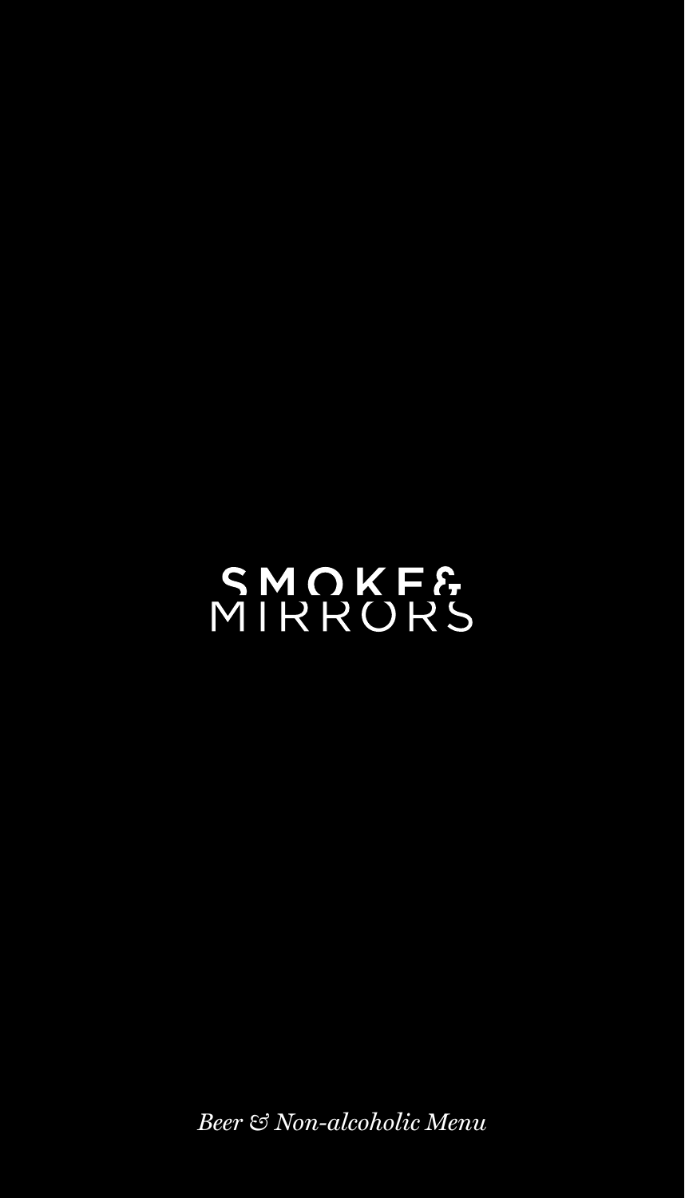# SMOKE & MIRRORS

*Beer & Non-alcoholic Menu*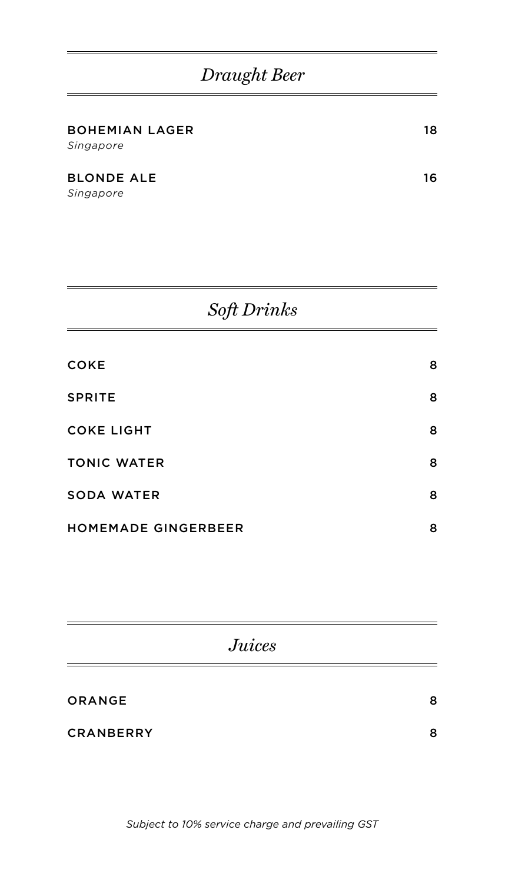## *Draught Beer*

| | |
|---|---|
| **BOHEMIAN LAGER** *Singapore* | 18 |
| **BLONDE ALE** *Singapore* | 16 |

## *Soft Drinks*

| | |
|---|---|
| **COKE** | 8 |
| **SPRITE** | 8 |
| **COKE LIGHT** | 8 |
| **TONIC WATER** | 8 |
| **SODA WATER** | 8 |
| **HOMEMADE GINGERBEER** | 8 |

## *Juices*

| | |
|---|---|
| **ORANGE** | 8 |
| **CRANBERRY** | 8 |

*Subject to 10% service charge and prevailing GST*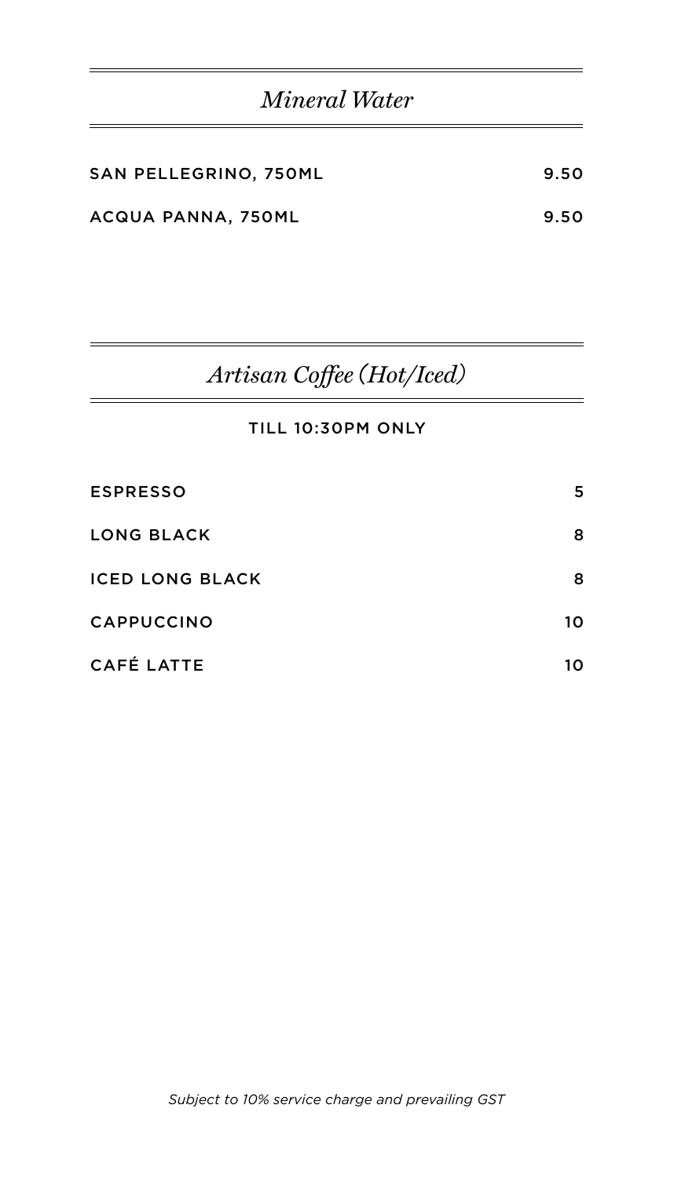## *Mineral Water*

| | |
|---|---|
| SAN PELLEGRINO, 750ML | 9.50 |
| ACQUA PANNA, 750ML | 9.50 |

## *Artisan Coffee (Hot/Iced)*

TILL 10:30PM ONLY

| | |
|---|---|
| ESPRESSO | 5 |
| LONG BLACK | 8 |
| ICED LONG BLACK | 8 |
| CAPPUCCINO | 10 |
| CAFÉ LATTE | 10 |

*Subject to 10% service charge and prevailing GST*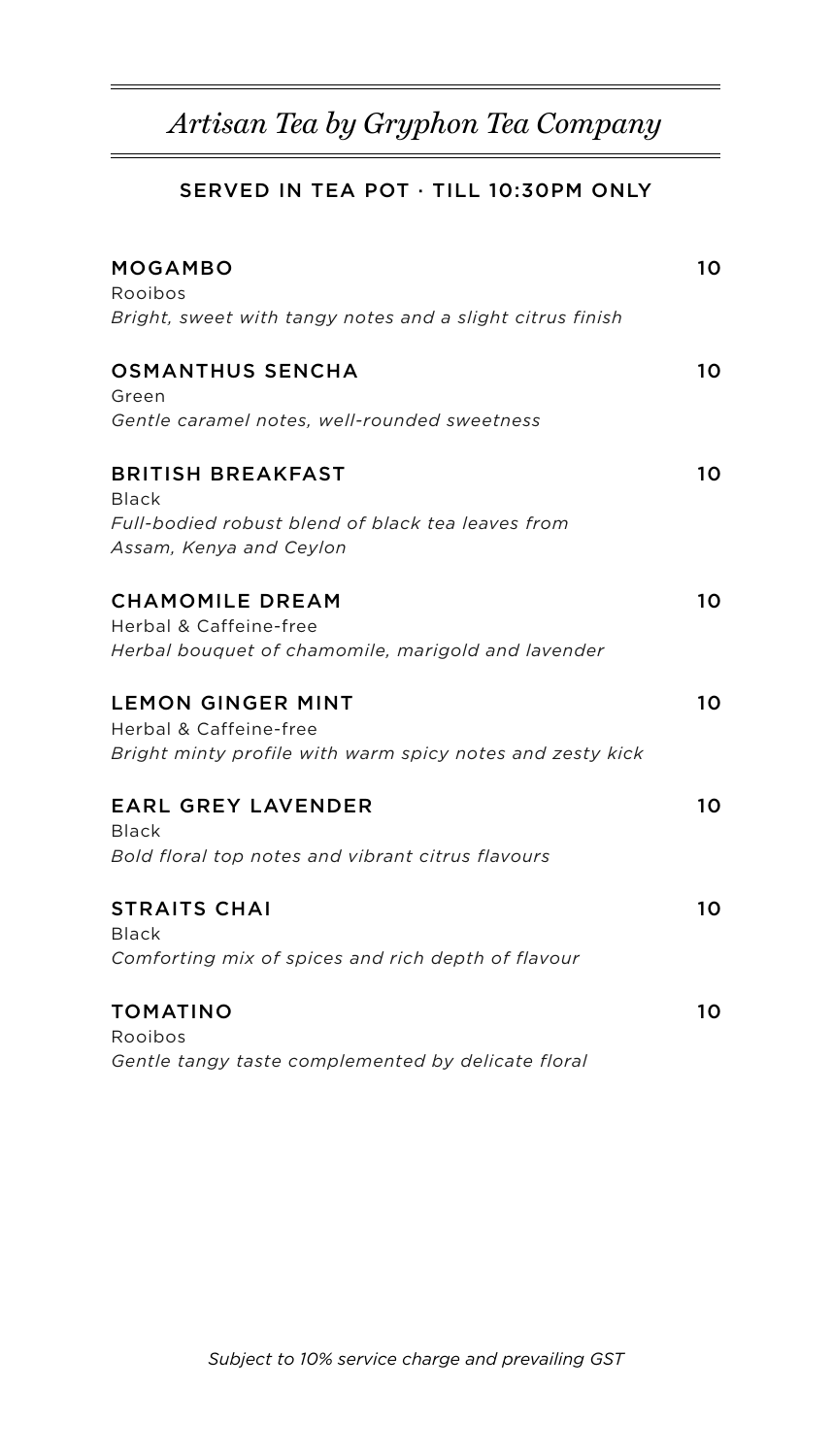# *Artisan Tea by Gryphon Tea Company*

## SERVED IN TEA POT · TILL 10:30PM ONLY

**MOGAMBO** 10
Rooibos
*Bright, sweet with tangy notes and a slight citrus finish*

**OSMANTHUS SENCHA** 10
Green
*Gentle caramel notes, well-rounded sweetness*

**BRITISH BREAKFAST** 10
Black
*Full-bodied robust blend of black tea leaves from Assam, Kenya and Ceylon*

**CHAMOMILE DREAM** 10
Herbal & Caffeine-free
*Herbal bouquet of chamomile, marigold and lavender*

**LEMON GINGER MINT** 10
Herbal & Caffeine-free
*Bright minty profile with warm spicy notes and zesty kick*

**EARL GREY LAVENDER** 10
Black
*Bold floral top notes and vibrant citrus flavours*

**STRAITS CHAI** 10
Black
*Comforting mix of spices and rich depth of flavour*

**TOMATINO** 10
Rooibos
*Gentle tangy taste complemented by delicate floral*

*Subject to 10% service charge and prevailing GST*